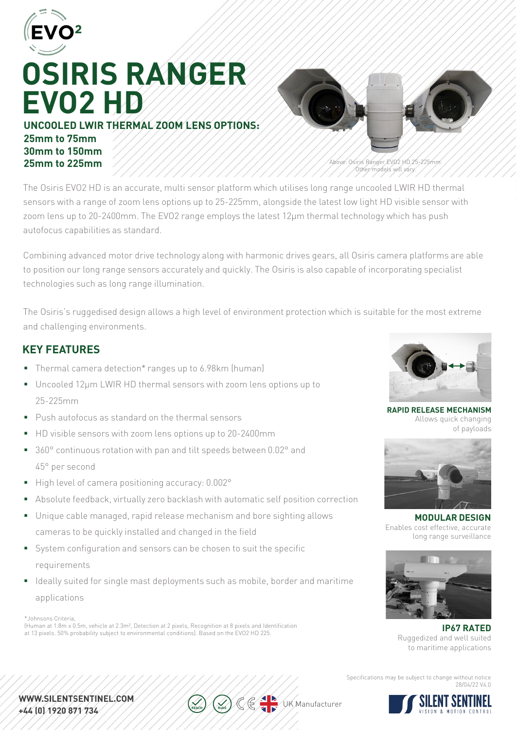EVO²

# OSIRIS RANGER EVO2 HD

## UNCOOLED LWIR THERMAL ZOOM LENS OPTIONS:

**25mm to 75mm**
**30mm to 150mm**
**25mm to 225mm**

Above: Osiris Ranger EVO2 HD 25-225mm. Other models will vary.

The Osiris EVO2 HD is an accurate, multi sensor platform which utilises long range uncooled LWIR HD thermal sensors with a range of zoom lens options up to 25-225mm, alongside the latest low light HD visible sensor with zoom lens up to 20-2400mm. The EVO2 range employs the latest 12µm thermal technology which has push autofocus capabilities as standard.

Combining advanced motor drive technology along with harmonic drives gears, all Osiris camera platforms are able to position our long range sensors accurately and quickly. The Osiris is also capable of incorporating specialist technologies such as long range illumination.

The Osiris's ruggedised design allows a high level of environment protection which is suitable for the most extreme and challenging environments.

## KEY FEATURES

- Thermal camera detection* ranges up to 6.98km (human)
- Uncooled 12µm LWIR HD thermal sensors with zoom lens options up to 25-225mm
- Push autofocus as standard on the thermal sensors
- HD visible sensors with zoom lens options up to 20-2400mm
- 360° continuous rotation with pan and tilt speeds between 0.02° and 45° per second
- High level of camera positioning accuracy: 0.002°
- Absolute feedback, virtually zero backlash with automatic self position correction
- Unique cable managed, rapid release mechanism and bore sighting allows cameras to be quickly installed and changed in the field
- System configuration and sensors can be chosen to suit the specific requirements
- Ideally suited for single mast deployments such as mobile, border and maritime applications

*Johnsons Criteria,
(Human at 1.8m x 0.5m, vehicle at 2.3m², Detection at 2 pixels, Recognition at 8 pixels and Identification at 13 pixels. 50% probability subject to environmental conditions). Based on the EVO2 HD 225.

**RAPID RELEASE MECHANISM**
Allows quick changing of payloads

**MODULAR DESIGN**
Enables cost effective, accurate long range surveillance

**IP67 RATED**
Ruggedized and well suited to maritime applications

Specifications may be subject to change without notice
28/04/22 V4.0

**WWW.SILENTSENTINEL.COM**
**+44 (0) 1920 871 734**

REACH RoHS CE UK Manufacturer

SILENT SENTINEL
VISION & MOTION CONTROL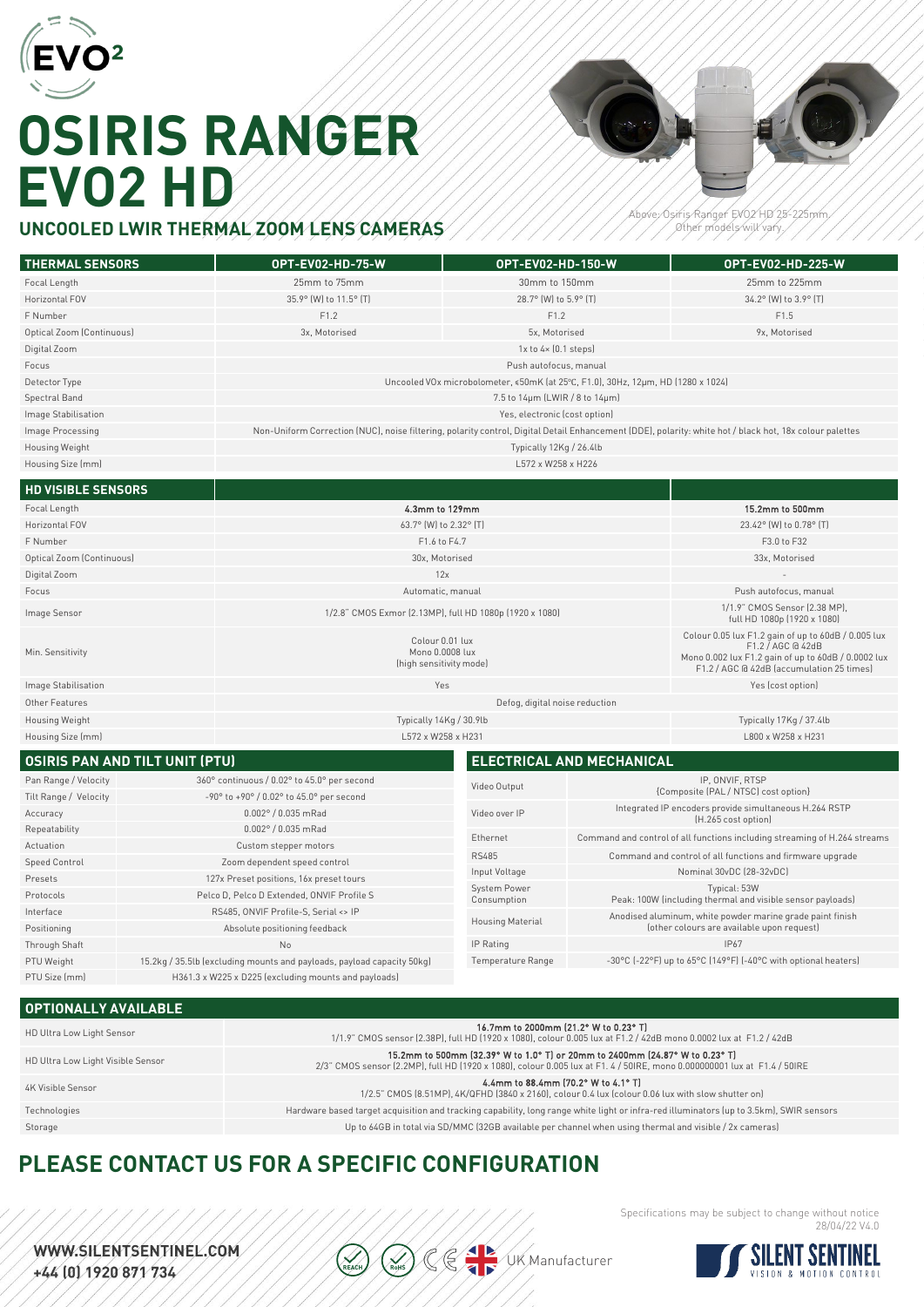# OSIRIS RANGER EVO2 HD

## UNCOOLED LWIR THERMAL ZOOM LENS CAMERAS

Above: Osiris Ranger EVO2 HD 25-225mm. Other models will vary.

| THERMAL SENSORS | OPT-EV02-HD-75-W | OPT-EV02-HD-150-W | OPT-EV02-HD-225-W |
|---|---|---|---|
| Focal Length | 25mm to 75mm | 30mm to 150mm | 25mm to 225mm |
| Horizontal FOV | 35.9° (W) to 11.5° (T) | 28.7° (W) to 5.9° (T) | 34.2° (W) to 3.9° (T) |
| F Number | F1.2 | F1.2 | F1.5 |
| Optical Zoom (Continuous) | 3x, Motorised | 5x, Motorised | 9x, Motorised |
| Digital Zoom | 1x to 4x (0.1 steps) | | |
| Focus | Push autofocus, manual | | |
| Detector Type | Uncooled VOx microbolometer, ≤50mK (at 25°C, F1.0), 30Hz, 12μm, HD (1280 x 1024) | | |
| Spectral Band | 7.5 to 14μm (LWIR / 8 to 14μm) | | |
| Image Stabilisation | Yes, electronic (cost option) | | |
| Image Processing | Non-Uniform Correction (NUC), noise filtering, polarity control, Digital Detail Enhancement (DDE), polarity: white hot / black hot, 18x colour palettes | | |
| Housing Weight | Typically 12Kg / 26.4lb | | |
| Housing Size (mm) | L572 x W258 x H226 | | |

| HD VISIBLE SENSORS | | |
|---|---|---|
| Focal Length | 4.3mm to 129mm | 15.2mm to 500mm |
| Horizontal FOV | 63.7° (W) to 2.32° (T) | 23.42° (W) to 0.78° (T) |
| F Number | F1.6 to F4.7 | F3.0 to F32 |
| Optical Zoom (Continuous) | 30x, Motorised | 33x, Motorised |
| Digital Zoom | 12x | - |
| Focus | Automatic, manual | Push autofocus, manual |
| Image Sensor | 1/2.8" CMOS Exmor (2.13MP), full HD 1080p (1920 x 1080) | 1/1.9" CMOS Sensor (2.38 MP), full HD 1080p (1920 x 1080) |
| Min. Sensitivity | Colour 0.01 lux<br>Mono 0.0008 lux<br>(high sensitivity mode) | Colour 0.05 lux F1.2 gain of up to 60dB / 0.005 lux F1.2 / AGC @ 42dB<br>Mono 0.002 lux F1.2 gain of up to 60dB / 0.0002 lux F1.2 / AGC @ 42dB (accumulation 25 times) |
| Image Stabilisation | Yes | Yes (cost option) |
| Other Features | Defog, digital noise reduction | |
| Housing Weight | Typically 14Kg / 30.9lb | Typically 17Kg / 37.4lb |
| Housing Size (mm) | L572 x W258 x H231 | L800 x W258 x H231 |

| OSIRIS PAN AND TILT UNIT (PTU) | |
|---|---|
| Pan Range / Velocity | 360° continuous / 0.02° to 45.0° per second |
| Tilt Range / Velocity | -90° to +90° / 0.02° to 45.0° per second |
| Accuracy | 0.002° / 0.035 mRad |
| Repeatability | 0.002° / 0.035 mRad |
| Actuation | Custom stepper motors |
| Speed Control | Zoom dependent speed control |
| Presets | 127x Preset positions, 16x preset tours |
| Protocols | Pelco D, Pelco D Extended, ONVIF Profile S |
| Interface | RS485, ONVIF Profile-S, Serial <> IP |
| Positioning | Absolute positioning feedback |
| Through Shaft | No |
| PTU Weight | 15.2kg / 35.5lb (excluding mounts and payloads, payload capacity 50kg) |
| PTU Size (mm) | H361.3 x W225 x D225 (excluding mounts and payloads) |

| ELECTRICAL AND MECHANICAL | |
|---|---|
| Video Output | IP, ONVIF, RTSP<br>(Composite (PAL / NTSC) cost option) |
| Video over IP | Integrated IP encoders provide simultaneous H.264 RSTP (H.265 cost option) |
| Ethernet | Command and control of all functions including streaming of H.264 streams |
| RS485 | Command and control of all functions and firmware upgrade |
| Input Voltage | Nominal 30vDC (28-32vDC) |
| System Power Consumption | Typical: 53W<br>Peak: 100W (including thermal and visible sensor payloads) |
| Housing Material | Anodised aluminum, white powder marine grade paint finish (other colours are available upon request) |
| IP Rating | IP67 |
| Temperature Range | -30°C (-22°F) up to 65°C (149°F) (-40°C with optional heaters) |

| OPTIONALLY AVAILABLE | |
|---|---|
| HD Ultra Low Light Sensor | **16.7mm to 2000mm (21.2° W to 0.23° T)**<br>1/1.9" CMOS sensor (2.38MP), full HD (1920 x 1080), colour 0.005 lux at F1.2 / 42dB mono 0.0002 lux at F1.2 / 42dB |
| HD Ultra Low Light Visible Sensor | **15.2mm to 500mm (32.39° W to 1.0° T) or 20mm to 2400mm (24.87° W to 0.23° T)**<br>2/3" CMOS sensor (2.2MP), full HD (1920 x 1080), colour 0.005 lux at F1. 4 / 50IRE, mono 0.000000001 lux at F1.4 / 50IRE |
| 4K Visible Sensor | **4.4mm to 88.4mm (70.2° W to 4.1° T)**<br>1/2.5" CMOS (8.51MP), 4K/QFHD (3840 x 2160), colour 0.4 lux (colour 0.06 lux with slow shutter on) |
| Technologies | Hardware based target acquisition and tracking capability, long range white light or infra-red illuminators (up to 3.5km), SWIR sensors |
| Storage | Up to 64GB in total via SD/MMC (32GB available per channel when using thermal and visible / 2x cameras) |

## PLEASE CONTACT US FOR A SPECIFIC CONFIGURATION

Specifications may be subject to change without notice
28/04/22 V4.0

**WWW.SILENTSENTINEL.COM**
**+44 (0) 1920 871 734**

UK Manufacturer

SILENT SENTINEL
VISION & MOTION CONTROL